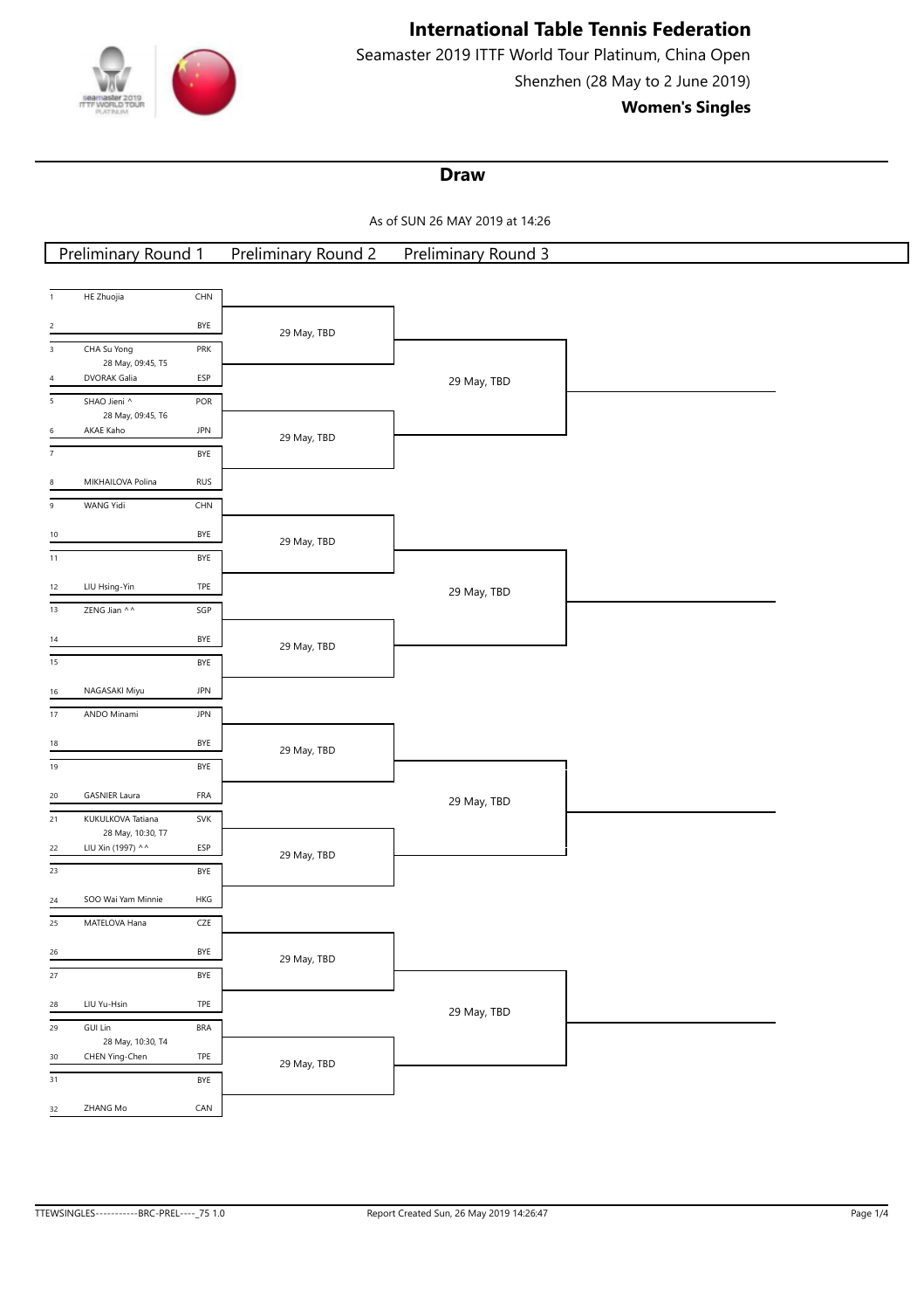# International Table Tennis Federation

Seamaster 2019 ITTF World Tour Platinum, China Open

Shenzhen (28 May to 2 June 2019)

**Women's Singles**

## Draw

As of SUN 26 MAY 2019 at 14:26

| # | Preliminary Round 1 | | Preliminary Round 2 | Preliminary Round 3 |
|---|---|---|---|---|
| 1 | HE Zhuojia | CHN | 29 May, TBD | 29 May, TBD |
| 2 | | BYE | | |
| 3 | CHA Su Yong | PRK | | |
| | 28 May, 09:45, T5 | | | |
| 4 | DVORAK Galia | ESP | | |
| 5 | SHAO Jieni ^ | POR | 29 May, TBD | |
| | 28 May, 09:45, T6 | | | |
| 6 | AKAE Kaho | JPN | | |
| 7 | | BYE | | |
| 8 | MIKHAILOVA Polina | RUS | | |
| 9 | WANG Yidi | CHN | 29 May, TBD | 29 May, TBD |
| 10 | | BYE | | |
| 11 | | BYE | | |
| 12 | LIU Hsing-Yin | TPE | | |
| 13 | ZENG Jian ^^ | SGP | 29 May, TBD | |
| 14 | | BYE | | |
| 15 | | BYE | | |
| 16 | NAGASAKI Miyu | JPN | | |
| 17 | ANDO Minami | JPN | 29 May, TBD | 29 May, TBD |
| 18 | | BYE | | |
| 19 | | BYE | | |
| 20 | GASNIER Laura | FRA | | |
| 21 | KUKULKOVA Tatiana | SVK | 29 May, TBD | |
| | 28 May, 10:30, T7 | | | |
| 22 | LIU Xin (1997) ^^ | ESP | | |
| 23 | | BYE | | |
| 24 | SOO Wai Yam Minnie | HKG | | |
| 25 | MATELOVA Hana | CZE | 29 May, TBD | 29 May, TBD |
| 26 | | BYE | | |
| 27 | | BYE | | |
| 28 | LIU Yu-Hsin | TPE | | |
| 29 | GUI Lin | BRA | 29 May, TBD | |
| | 28 May, 10:30, T4 | | | |
| 30 | CHEN Ying-Chen | TPE | | |
| 31 | | BYE | | |
| 32 | ZHANG Mo | CAN | | |

TTEWSINGLES-----------BRC-PREL----_75 1.0 Report Created Sun, 26 May 2019 14:26:47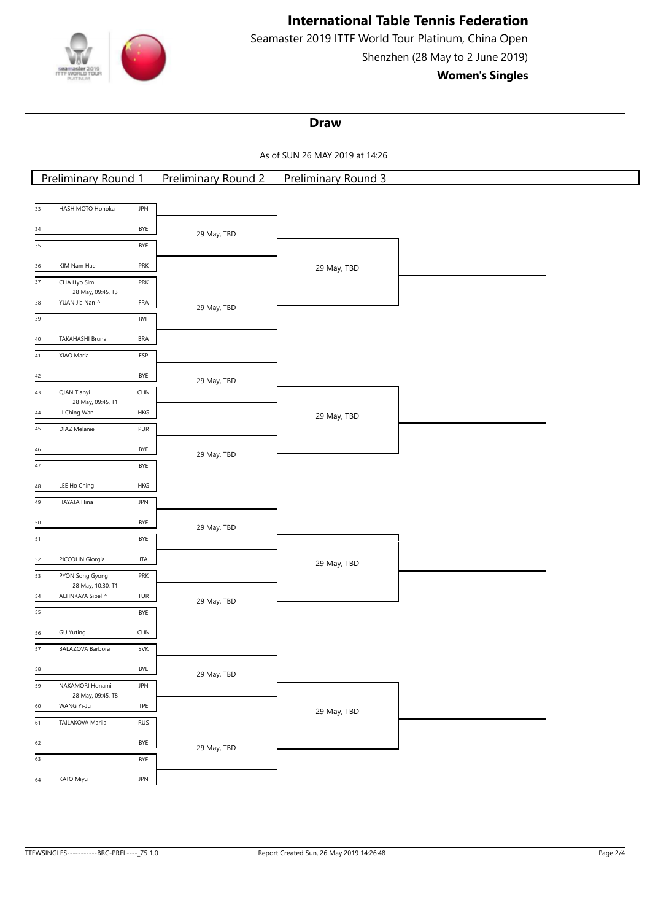# International Table Tennis Federation

Seamaster 2019 ITTF World Tour Platinum, China Open

Shenzhen (28 May to 2 June 2019)

**Women's Singles**

## Draw

As of SUN 26 MAY 2019 at 14:26

| Preliminary Round 1 | | | Preliminary Round 2 | Preliminary Round 3 |
|---|---|---|---|---|
| 33 | HASHIMOTO Honoka | JPN | 29 May, TBD | 29 May, TBD |
| 34 | | BYE | | |
| 35 | | BYE | | |
| 36 | KIM Nam Hae | PRK | | |
| 37 | CHA Hyo Sim (28 May, 09:45, T3) | PRK | 29 May, TBD | |
| 38 | YUAN Jia Nan ^ | FRA | | |
| 39 | | BYE | | |
| 40 | TAKAHASHI Bruna | BRA | | |
| 41 | XIAO Maria | ESP | 29 May, TBD | 29 May, TBD |
| 42 | | BYE | | |
| 43 | QIAN Tianyi (28 May, 09:45, T1) | CHN | | |
| 44 | LI Ching Wan | HKG | | |
| 45 | DIAZ Melanie | PUR | 29 May, TBD | |
| 46 | | BYE | | |
| 47 | | BYE | | |
| 48 | LEE Ho Ching | HKG | | |
| 49 | HAYATA Hina | JPN | 29 May, TBD | 29 May, TBD |
| 50 | | BYE | | |
| 51 | | BYE | | |
| 52 | PICCOLIN Giorgia | ITA | | |
| 53 | PYON Song Gyong (28 May, 10:30, T1) | PRK | 29 May, TBD | |
| 54 | ALTINKAYA Sibel ^ | TUR | | |
| 55 | | BYE | | |
| 56 | GU Yuting | CHN | | |
| 57 | BALAZOVA Barbora | SVK | 29 May, TBD | 29 May, TBD |
| 58 | | BYE | | |
| 59 | NAKAMORI Honami (28 May, 09:45, T8) | JPN | | |
| 60 | WANG Yi-Ju | TPE | | |
| 61 | TAILAKOVA Mariia | RUS | 29 May, TBD | |
| 62 | | BYE | | |
| 63 | | BYE | | |
| 64 | KATO Miyu | JPN | | |

TTEWSINGLES-----------BRC-PREL----_75 1.0 Report Created Sun, 26 May 2019 14:26:48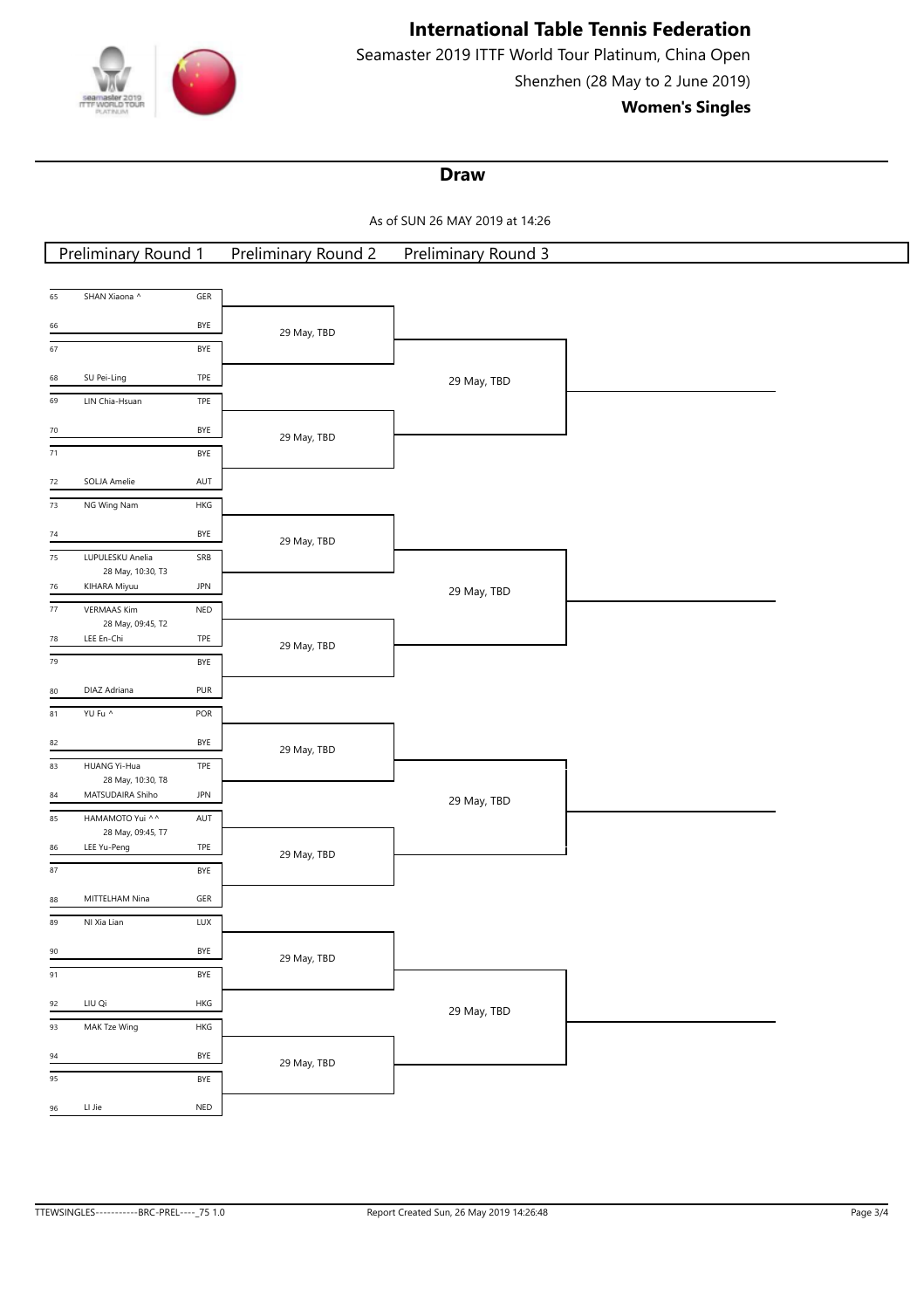# International Table Tennis Federation

Seamaster 2019 ITTF World Tour Platinum, China Open

Shenzhen (28 May to 2 June 2019)

**Women's Singles**

## Draw

As of SUN 26 MAY 2019 at 14:26

| No. | Player | Assoc. | Preliminary Round 1 | Preliminary Round 2 | Preliminary Round 3 |
|---|---|---|---|---|---|
| 65 | SHAN Xiaona ^ | GER | | | |
| 66 | | BYE | | 29 May, TBD | |
| 67 | | BYE | | | |
| 68 | SU Pei-Ling | TPE | | | 29 May, TBD |
| 69 | LIN Chia-Hsuan | TPE | | | |
| 70 | | BYE | | 29 May, TBD | |
| 71 | | BYE | | | |
| 72 | SOLJA Amelie | AUT | | | |
| 73 | NG Wing Nam | HKG | | | |
| 74 | | BYE | | 29 May, TBD | |
| 75 | LUPULESKU Anelia | SRB | 28 May, 10:30, T3 | | |
| 76 | KIHARA Miyuu | JPN | | | 29 May, TBD |
| 77 | VERMAAS Kim | NED | 28 May, 09:45, T2 | | |
| 78 | LEE En-Chi | TPE | | 29 May, TBD | |
| 79 | | BYE | | | |
| 80 | DIAZ Adriana | PUR | | | |
| 81 | YU Fu ^ | POR | | | |
| 82 | | BYE | | 29 May, TBD | |
| 83 | HUANG Yi-Hua | TPE | 28 May, 10:30, T8 | | |
| 84 | MATSUDAIRA Shiho | JPN | | | 29 May, TBD |
| 85 | HAMAMOTO Yui ^ ^ | AUT | 28 May, 09:45, T7 | | |
| 86 | LEE Yu-Peng | TPE | | 29 May, TBD | |
| 87 | | BYE | | | |
| 88 | MITTELHAM Nina | GER | | | |
| 89 | NI Xia Lian | LUX | | | |
| 90 | | BYE | | 29 May, TBD | |
| 91 | | BYE | | | |
| 92 | LIU Qi | HKG | | | 29 May, TBD |
| 93 | MAK Tze Wing | HKG | | | |
| 94 | | BYE | | 29 May, TBD | |
| 95 | | BYE | | | |
| 96 | LI Jie | NED | | | |

TTEWSINGLES-----------BRC-PREL----_75 1.0

Report Created Sun, 26 May 2019 14:26:48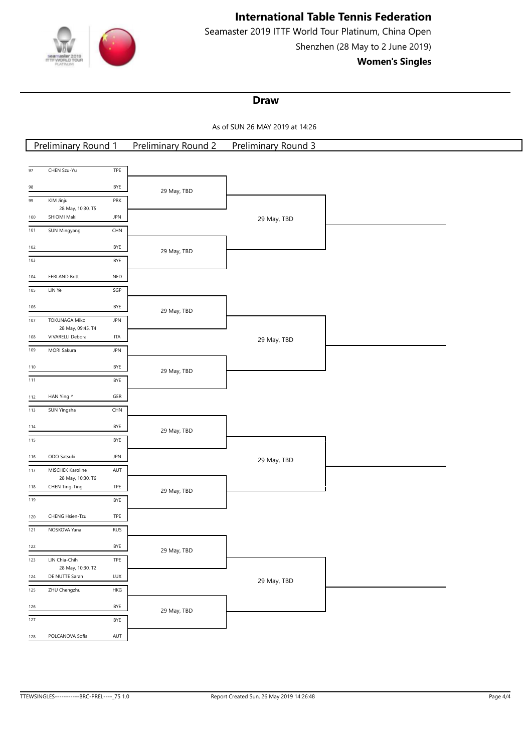# International Table Tennis Federation

Seamaster 2019 ITTF World Tour Platinum, China Open

Shenzhen (28 May to 2 June 2019)

**Women's Singles**

## Draw

As of SUN 26 MAY 2019 at 14:26

| Preliminary Round 1 | | | Preliminary Round 2 | Preliminary Round 3 |
|---|---|---|---|---|
| 97 | CHEN Szu-Yu | TPE | | |
| 98 | | BYE | 29 May, TBD | |
| 99 | KIM Jinju (28 May, 10:30, T5) | PRK | | |
| 100 | SHIOMI Maki | JPN | | 29 May, TBD |
| 101 | SUN Mingyang | CHN | | |
| 102 | | BYE | 29 May, TBD | |
| 103 | | BYE | | |
| 104 | EERLAND Britt | NED | | |
| 105 | LIN Ye | SGP | | |
| 106 | | BYE | 29 May, TBD | |
| 107 | TOKUNAGA Miko (28 May, 09:45, T4) | JPN | | |
| 108 | VIVARELLI Debora | ITA | | 29 May, TBD |
| 109 | MORI Sakura | JPN | | |
| 110 | | BYE | 29 May, TBD | |
| 111 | | BYE | | |
| 112 | HAN Ying ^ | GER | | |
| 113 | SUN Yingsha | CHN | | |
| 114 | | BYE | 29 May, TBD | |
| 115 | | BYE | | |
| 116 | ODO Satsuki | JPN | | 29 May, TBD |
| 117 | MISCHEK Karoline (28 May, 10:30, T6) | AUT | | |
| 118 | CHEN Ting-Ting | TPE | 29 May, TBD | |
| 119 | | BYE | | |
| 120 | CHENG Hsien-Tzu | TPE | | |
| 121 | NOSKOVA Yana | RUS | | |
| 122 | | BYE | 29 May, TBD | |
| 123 | LIN Chia-Chih (28 May, 10:30, T2) | TPE | | |
| 124 | DE NUTTE Sarah | LUX | | 29 May, TBD |
| 125 | ZHU Chengzhu | HKG | | |
| 126 | | BYE | 29 May, TBD | |
| 127 | | BYE | | |
| 128 | POLCANOVA Sofia | AUT | | |

TTEWSINGLES-----------BRC-PREL----_75 1.0

Report Created Sun, 26 May 2019 14:26:48